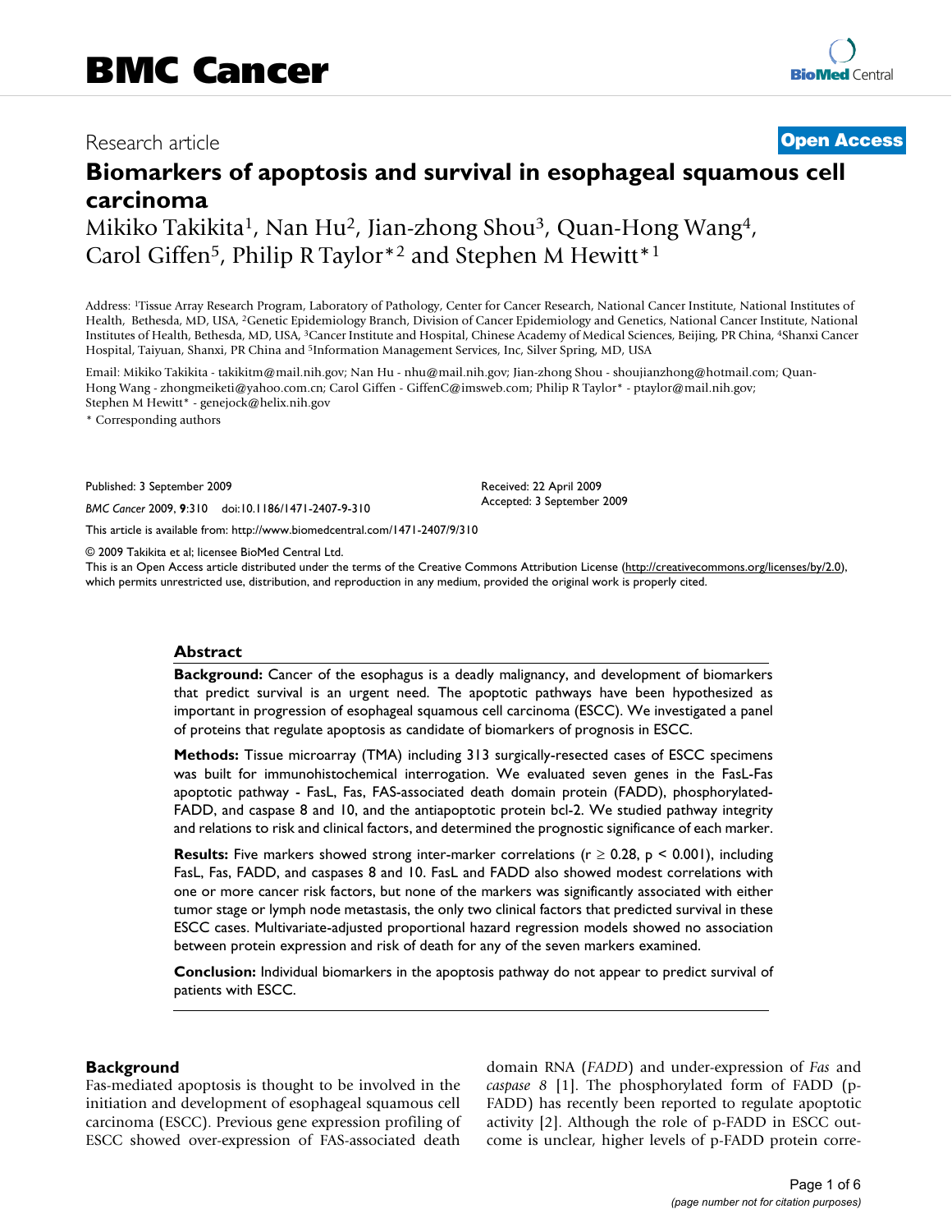# BMC Cancer

Research article **Open Access**

## Biomarkers of apoptosis and survival in esophageal squamous cell carcinoma

Mikiko Takikita[1], Nan Hu[2], Jian-zhong Shou[3], Quan-Hong Wang[4], Carol Giffen[5], Philip R Taylor*[2] and Stephen M Hewitt*[1]

Address: [1]Tissue Array Research Program, Laboratory of Pathology, Center for Cancer Research, National Cancer Institute, National Institutes of Health, Bethesda, MD, USA, [2]Genetic Epidemiology Branch, Division of Cancer Epidemiology and Genetics, National Cancer Institute, National Institutes of Health, Bethesda, MD, USA, [3]Cancer Institute and Hospital, Chinese Academy of Medical Sciences, Beijing, PR China, [4]Shanxi Cancer Hospital, Taiyuan, Shanxi, PR China and [5]Information Management Services, Inc, Silver Spring, MD, USA

Email: Mikiko Takikita - takikitm@mail.nih.gov; Nan Hu - nhu@mail.nih.gov; Jian-zhong Shou - shoujianzhong@hotmail.com; Quan-Hong Wang - zhongmeiketi@yahoo.com.cn; Carol Giffen - GiffenC@imsweb.com; Philip R Taylor* - ptaylor@mail.nih.gov; Stephen M Hewitt* - genejock@helix.nih.gov

\* Corresponding authors

Published: 3 September 2009

*BMC Cancer* 2009, **9**:310 doi:10.1186/1471-2407-9-310

Received: 22 April 2009
Accepted: 3 September 2009

This article is available from: http://www.biomedcentral.com/1471-2407/9/310

© 2009 Takikita et al; licensee BioMed Central Ltd.
This is an Open Access article distributed under the terms of the Creative Commons Attribution License (http://creativecommons.org/licenses/by/2.0), which permits unrestricted use, distribution, and reproduction in any medium, provided the original work is properly cited.

### Abstract

**Background:** Cancer of the esophagus is a deadly malignancy, and development of biomarkers that predict survival is an urgent need. The apoptotic pathways have been hypothesized as important in progression of esophageal squamous cell carcinoma (ESCC). We investigated a panel of proteins that regulate apoptosis as candidate of biomarkers of prognosis in ESCC.

**Methods:** Tissue microarray (TMA) including 313 surgically-resected cases of ESCC specimens was built for immunohistochemical interrogation. We evaluated seven genes in the FasL-Fas apoptotic pathway - FasL, Fas, FAS-associated death domain protein (FADD), phosphorylated-FADD, and caspase 8 and 10, and the antiapoptotic protein bcl-2. We studied pathway integrity and relations to risk and clinical factors, and determined the prognostic significance of each marker.

**Results:** Five markers showed strong inter-marker correlations ($r \geq 0.28$, $p < 0.001$), including FasL, Fas, FADD, and caspases 8 and 10. FasL and FADD also showed modest correlations with one or more cancer risk factors, but none of the markers was significantly associated with either tumor stage or lymph node metastasis, the only two clinical factors that predicted survival in these ESCC cases. Multivariate-adjusted proportional hazard regression models showed no association between protein expression and risk of death for any of the seven markers examined.

**Conclusion:** Individual biomarkers in the apoptosis pathway do not appear to predict survival of patients with ESCC.

## Background

Fas-mediated apoptosis is thought to be involved in the initiation and development of esophageal squamous cell carcinoma (ESCC). Previous gene expression profiling of ESCC showed over-expression of FAS-associated death domain RNA (*FADD*) and under-expression of *Fas* and *caspase 8* [1]. The phosphorylated form of FADD (p-FADD) has recently been reported to regulate apoptotic activity [2]. Although the role of p-FADD in ESCC outcome is unclear, higher levels of p-FADD protein corre-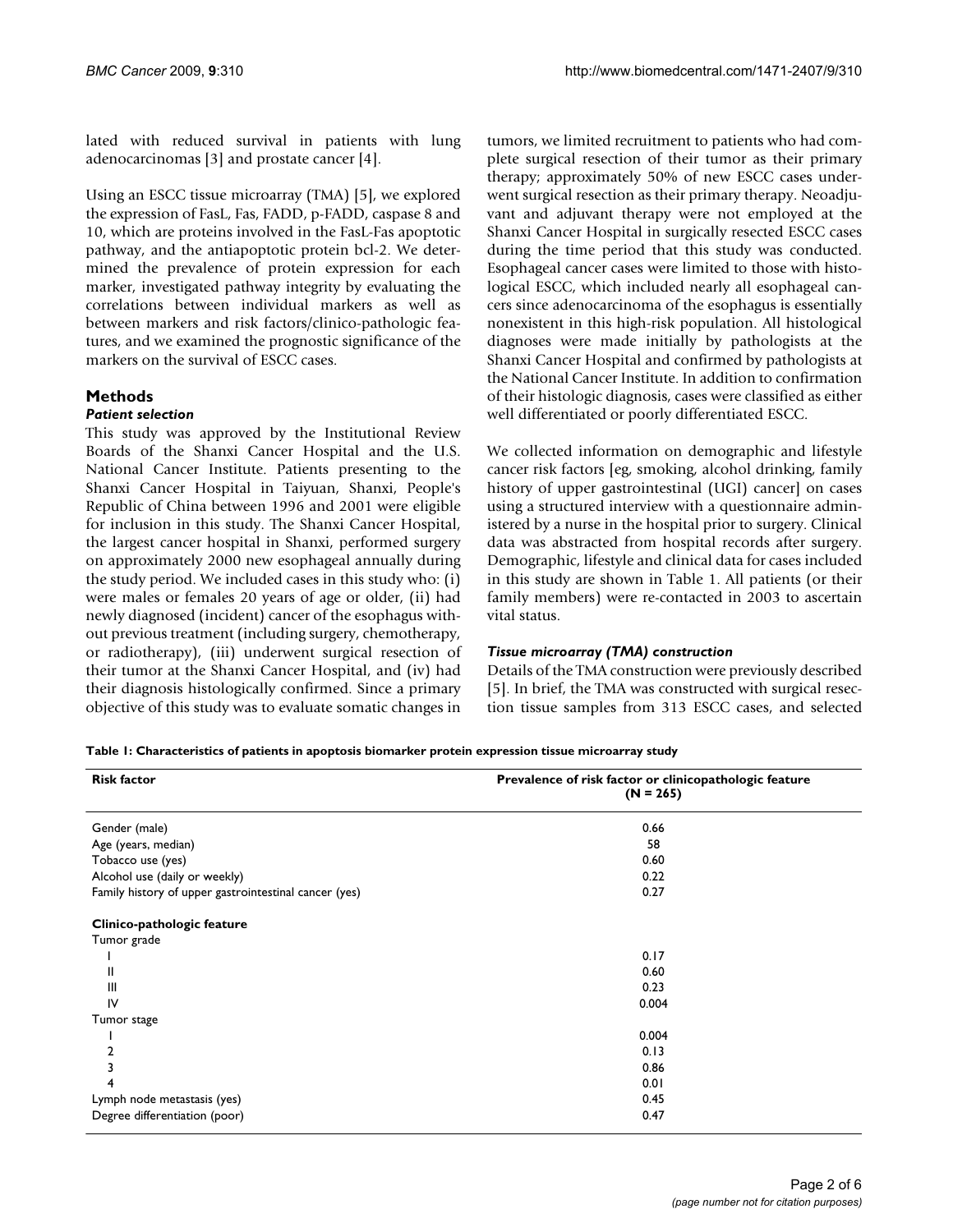lated with reduced survival in patients with lung adenocarcinomas [3] and prostate cancer [4].

Using an ESCC tissue microarray (TMA) [5], we explored the expression of FasL, Fas, FADD, p-FADD, caspase 8 and 10, which are proteins involved in the FasL-Fas apoptotic pathway, and the antiapoptotic protein bcl-2. We determined the prevalence of protein expression for each marker, investigated pathway integrity by evaluating the correlations between individual markers as well as between markers and risk factors/clinico-pathologic features, and we examined the prognostic significance of the markers on the survival of ESCC cases.

## Methods

### *Patient selection*

This study was approved by the Institutional Review Boards of the Shanxi Cancer Hospital and the U.S. National Cancer Institute. Patients presenting to the Shanxi Cancer Hospital in Taiyuan, Shanxi, People's Republic of China between 1996 and 2001 were eligible for inclusion in this study. The Shanxi Cancer Hospital, the largest cancer hospital in Shanxi, performed surgery on approximately 2000 new esophageal annually during the study period. We included cases in this study who: (i) were males or females 20 years of age or older, (ii) had newly diagnosed (incident) cancer of the esophagus without previous treatment (including surgery, chemotherapy, or radiotherapy), (iii) underwent surgical resection of their tumor at the Shanxi Cancer Hospital, and (iv) had their diagnosis histologically confirmed. Since a primary objective of this study was to evaluate somatic changes in tumors, we limited recruitment to patients who had complete surgical resection of their tumor as their primary therapy; approximately 50% of new ESCC cases underwent surgical resection as their primary therapy. Neoadjuvant and adjuvant therapy were not employed at the Shanxi Cancer Hospital in surgically resected ESCC cases during the time period that this study was conducted. Esophageal cancer cases were limited to those with histological ESCC, which included nearly all esophageal cancers since adenocarcinoma of the esophagus is essentially nonexistent in this high-risk population. All histological diagnoses were made initially by pathologists at the Shanxi Cancer Hospital and confirmed by pathologists at the National Cancer Institute. In addition to confirmation of their histologic diagnosis, cases were classified as either well differentiated or poorly differentiated ESCC.

We collected information on demographic and lifestyle cancer risk factors [eg, smoking, alcohol drinking, family history of upper gastrointestinal (UGI) cancer] on cases using a structured interview with a questionnaire administered by a nurse in the hospital prior to surgery. Clinical data was abstracted from hospital records after surgery. Demographic, lifestyle and clinical data for cases included in this study are shown in Table 1. All patients (or their family members) were re-contacted in 2003 to ascertain vital status.

### *Tissue microarray (TMA) construction*

Details of the TMA construction were previously described [5]. In brief, the TMA was constructed with surgical resection tissue samples from 313 ESCC cases, and selected

**Table 1: Characteristics of patients in apoptosis biomarker protein expression tissue microarray study**

| Risk factor | Prevalence of risk factor or clinicopathologic feature (N = 265) |
| --- | --- |
| Gender (male) | 0.66 |
| Age (years, median) | 58 |
| Tobacco use (yes) | 0.60 |
| Alcohol use (daily or weekly) | 0.22 |
| Family history of upper gastrointestinal cancer (yes) | 0.27 |
| **Clinico-pathologic feature** | |
| Tumor grade | |
| I | 0.17 |
| II | 0.60 |
| III | 0.23 |
| IV | 0.004 |
| Tumor stage | |
| 1 | 0.004 |
| 2 | 0.13 |
| 3 | 0.86 |
| 4 | 0.01 |
| Lymph node metastasis (yes) | 0.45 |
| Degree differentiation (poor) | 0.47 |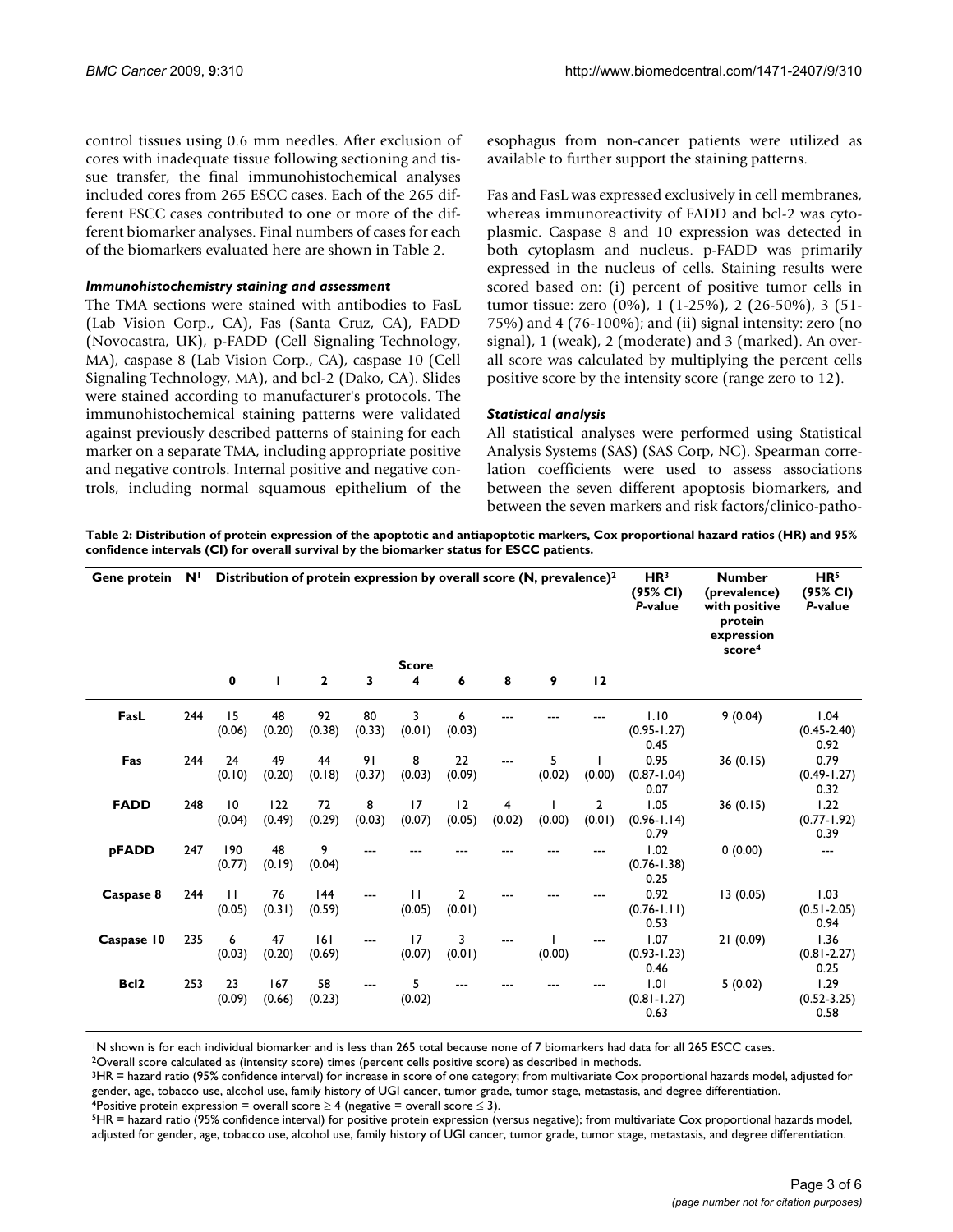control tissues using 0.6 mm needles. After exclusion of cores with inadequate tissue following sectioning and tissue transfer, the final immunohistochemical analyses included cores from 265 ESCC cases. Each of the 265 different ESCC cases contributed to one or more of the different biomarker analyses. Final numbers of cases for each of the biomarkers evaluated here are shown in Table 2.

### *Immunohistochemistry staining and assessment*

The TMA sections were stained with antibodies to FasL (Lab Vision Corp., CA), Fas (Santa Cruz, CA), FADD (Novocastra, UK), p-FADD (Cell Signaling Technology, MA), caspase 8 (Lab Vision Corp., CA), caspase 10 (Cell Signaling Technology, MA), and bcl-2 (Dako, CA). Slides were stained according to manufacturer's protocols. The immunohistochemical staining patterns were validated against previously described patterns of staining for each marker on a separate TMA, including appropriate positive and negative controls. Internal positive and negative controls, including normal squamous epithelium of the esophagus from non-cancer patients were utilized as available to further support the staining patterns.

Fas and FasL was expressed exclusively in cell membranes, whereas immunoreactivity of FADD and bcl-2 was cytoplasmic. Caspase 8 and 10 expression was detected in both cytoplasm and nucleus. p-FADD was primarily expressed in the nucleus of cells. Staining results were scored based on: (i) percent of positive tumor cells in tumor tissue: zero (0%), 1 (1-25%), 2 (26-50%), 3 (51-75%) and 4 (76-100%); and (ii) signal intensity: zero (no signal), 1 (weak), 2 (moderate) and 3 (marked). An overall score was calculated by multiplying the percent cells positive score by the intensity score (range zero to 12).

### *Statistical analysis*

All statistical analyses were performed using Statistical Analysis Systems (SAS) (SAS Corp, NC). Spearman correlation coefficients were used to assess associations between the seven different apoptosis biomarkers, and between the seven markers and risk factors/clinico-patho-

**Table 2: Distribution of protein expression of the apoptotic and antiapoptotic markers, Cox proportional hazard ratios (HR) and 95% confidence intervals (CI) for overall survival by the biomarker status for ESCC patients.**

| Gene protein | N[1] | Distribution of protein expression by overall score (N, prevalence)[2] | | | | | | | | | HR[3] (95% CI) *P*-value | Number (prevalence) with positive protein expression score[4] | HR[5] (95% CI) *P*-value |
|---|---|---|---|---|---|---|---|---|---|---|---|---|---|
| | | Score | | | | | | | | | | | |
| | | 0 | 1 | 2 | 3 | 4 | 6 | 8 | 9 | 12 | | | |
| **FasL** | 244 | 15 (0.06) | 48 (0.20) | 92 (0.38) | 80 (0.33) | 3 (0.01) | 6 (0.03) | --- | --- | --- | 1.10 (0.95-1.27) 0.45 | 9 (0.04) | 1.04 (0.45-2.40) 0.92 |
| **Fas** | 244 | 24 (0.10) | 49 (0.20) | 44 (0.18) | 91 (0.37) | 8 (0.03) | 22 (0.09) | --- | 5 (0.02) | 1 (0.00) | 0.95 (0.87-1.04) 0.07 | 36 (0.15) | 0.79 (0.49-1.27) 0.32 |
| **FADD** | 248 | 10 (0.04) | 122 (0.49) | 72 (0.29) | 8 (0.03) | 17 (0.07) | 12 (0.05) | 4 (0.02) | 1 (0.00) | 2 (0.01) | 1.05 (0.96-1.14) 0.79 | 36 (0.15) | 1.22 (0.77-1.92) 0.39 |
| **pFADD** | 247 | 190 (0.77) | 48 (0.19) | 9 (0.04) | --- | --- | --- | --- | --- | --- | 1.02 (0.76-1.38) 0.25 | 0 (0.00) | --- |
| **Caspase 8** | 244 | 11 (0.05) | 76 (0.31) | 144 (0.59) | --- | 11 (0.05) | 2 (0.01) | --- | --- | --- | 0.92 (0.76-1.11) 0.53 | 13 (0.05) | 1.03 (0.51-2.05) 0.94 |
| **Caspase 10** | 235 | 6 (0.03) | 47 (0.20) | 161 (0.69) | --- | 17 (0.07) | 3 (0.01) | --- | 1 (0.00) | --- | 1.07 (0.93-1.23) 0.46 | 21 (0.09) | 1.36 (0.81-2.27) 0.25 |
| **Bcl2** | 253 | 23 (0.09) | 167 (0.66) | 58 (0.23) | --- | 5 (0.02) | --- | --- | --- | --- | 1.01 (0.81-1.27) 0.63 | 5 (0.02) | 1.29 (0.52-3.25) 0.58 |

[1]N shown is for each individual biomarker and is less than 265 total because none of 7 biomarkers had data for all 265 ESCC cases.
[2]Overall score calculated as (intensity score) times (percent cells positive score) as described in methods.
[3]HR = hazard ratio (95% confidence interval) for increase in score of one category; from multivariate Cox proportional hazards model, adjusted for gender, age, tobacco use, alcohol use, family history of UGI cancer, tumor grade, tumor stage, metastasis, and degree differentiation.
[4]Positive protein expression = overall score ≥ 4 (negative = overall score ≤ 3).
[5]HR = hazard ratio (95% confidence interval) for positive protein expression (versus negative); from multivariate Cox proportional hazards model, adjusted for gender, age, tobacco use, alcohol use, family history of UGI cancer, tumor grade, tumor stage, metastasis, and degree differentiation.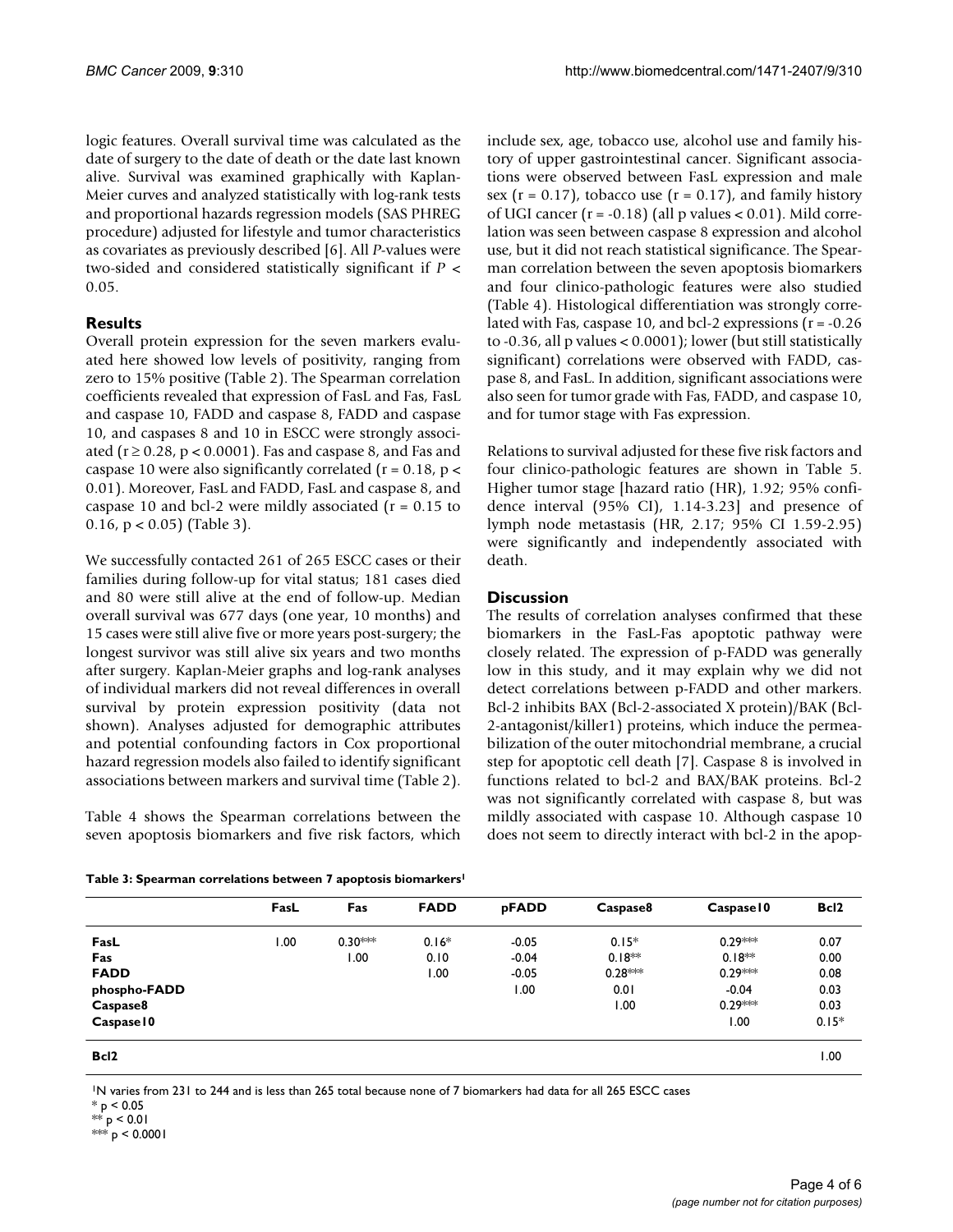logic features. Overall survival time was calculated as the date of surgery to the date of death or the date last known alive. Survival was examined graphically with Kaplan-Meier curves and analyzed statistically with log-rank tests and proportional hazards regression models (SAS PHREG procedure) adjusted for lifestyle and tumor characteristics as covariates as previously described [6]. All *P*-values were two-sided and considered statistically significant if $P < 0.05$.

## Results

Overall protein expression for the seven markers evaluated here showed low levels of positivity, ranging from zero to 15% positive (Table 2). The Spearman correlation coefficients revealed that expression of FasL and Fas, FasL and caspase 10, FADD and caspase 8, FADD and caspase 10, and caspases 8 and 10 in ESCC were strongly associated ($r \geq 0.28$, $p < 0.0001$). Fas and caspase 8, and Fas and caspase 10 were also significantly correlated ($r = 0.18$, $p < 0.01$). Moreover, FasL and FADD, FasL and caspase 8, and caspase 10 and bcl-2 were mildly associated ($r = 0.15$ to $0.16$, $p < 0.05$) (Table 3).

We successfully contacted 261 of 265 ESCC cases or their families during follow-up for vital status; 181 cases died and 80 were still alive at the end of follow-up. Median overall survival was 677 days (one year, 10 months) and 15 cases were still alive five or more years post-surgery; the longest survivor was still alive six years and two months after surgery. Kaplan-Meier graphs and log-rank analyses of individual markers did not reveal differences in overall survival by protein expression positivity (data not shown). Analyses adjusted for demographic attributes and potential confounding factors in Cox proportional hazard regression models also failed to identify significant associations between markers and survival time (Table 2).

Table 4 shows the Spearman correlations between the seven apoptosis biomarkers and five risk factors, which include sex, age, tobacco use, alcohol use and family history of upper gastrointestinal cancer. Significant associations were observed between FasL expression and male sex ($r = 0.17$), tobacco use ($r = 0.17$), and family history of UGI cancer ($r = -0.18$) (all p values $< 0.01$). Mild correlation was seen between caspase 8 expression and alcohol use, but it did not reach statistical significance. The Spearman correlation between the seven apoptosis biomarkers and four clinico-pathologic features were also studied (Table 4). Histological differentiation was strongly correlated with Fas, caspase 10, and bcl-2 expressions ($r = -0.26$ to $-0.36$, all p values $< 0.0001$); lower (but still statistically significant) correlations were observed with FADD, caspase 8, and FasL. In addition, significant associations were also seen for tumor grade with Fas, FADD, and caspase 10, and for tumor stage with Fas expression.

Relations to survival adjusted for these five risk factors and four clinico-pathologic features are shown in Table 5. Higher tumor stage [hazard ratio (HR), 1.92; 95% confidence interval (95% CI), 1.14-3.23] and presence of lymph node metastasis (HR, 2.17; 95% CI 1.59-2.95) were significantly and independently associated with death.

## Discussion

The results of correlation analyses confirmed that these biomarkers in the FasL-Fas apoptotic pathway were closely related. The expression of p-FADD was generally low in this study, and it may explain why we did not detect correlations between p-FADD and other markers. Bcl-2 inhibits BAX (Bcl-2-associated X protein)/BAK (Bcl-2-antagonist/killer1) proteins, which induce the permeabilization of the outer mitochondrial membrane, a crucial step for apoptotic cell death [7]. Caspase 8 is involved in functions related to bcl-2 and BAX/BAK proteins. Bcl-2 was not significantly correlated with caspase 8, but was mildly associated with caspase 10. Although caspase 10 does not seem to directly interact with bcl-2 in the apop-

**Table 3: Spearman correlations between 7 apoptosis biomarkers[1]**

| | FasL | Fas | FADD | pFADD | Caspase8 | Caspase10 | Bcl2 |
|---|---|---|---|---|---|---|---|
| **FasL** | 1.00 | 0.30*** | 0.16* | -0.05 | 0.15* | 0.29*** | 0.07 |
| **Fas** | | 1.00 | 0.10 | -0.04 | 0.18** | 0.18** | 0.00 |
| **FADD** | | | 1.00 | -0.05 | 0.28*** | 0.29*** | 0.08 |
| **phospho-FADD** | | | | 1.00 | 0.01 | -0.04 | 0.03 |
| **Caspase8** | | | | | 1.00 | 0.29*** | 0.03 |
| **Caspase10** | | | | | | 1.00 | 0.15* |
| **Bcl2** | | | | | | | 1.00 |

[1]N varies from 231 to 244 and is less than 265 total because none of 7 biomarkers had data for all 265 ESCC cases
* $p < 0.05$
** $p < 0.01$
*** $p < 0.0001$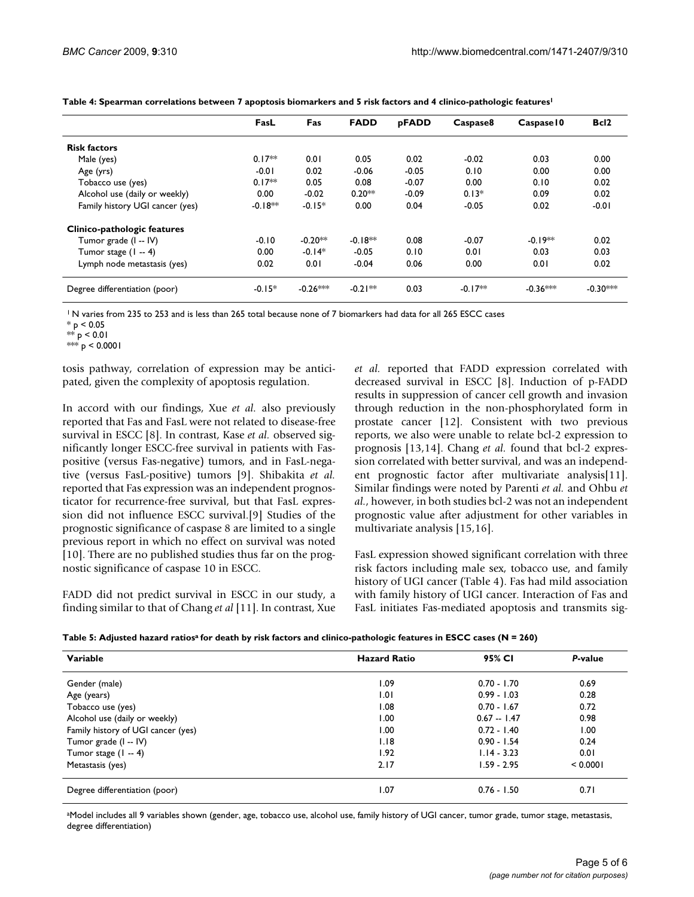**Table 4: Spearman correlations between 7 apoptosis biomarkers and 5 risk factors and 4 clinico-pathologic features[1]**

| | FasL | Fas | FADD | pFADD | Caspase8 | Caspase10 | Bcl2 |
|---|---|---|---|---|---|---|---|
| **Risk factors** | | | | | | | |
| Male (yes) | 0.17** | 0.01 | 0.05 | 0.02 | -0.02 | 0.03 | 0.00 |
| Age (yrs) | -0.01 | 0.02 | -0.06 | -0.05 | 0.10 | 0.00 | 0.00 |
| Tobacco use (yes) | 0.17** | 0.05 | 0.08 | -0.07 | 0.00 | 0.10 | 0.02 |
| Alcohol use (daily or weekly) | 0.00 | -0.02 | 0.20** | -0.09 | 0.13* | 0.09 | 0.02 |
| Family history UGI cancer (yes) | -0.18** | -0.15* | 0.00 | 0.04 | -0.05 | 0.02 | -0.01 |
| **Clinico-pathologic features** | | | | | | | |
| Tumor grade (I -- IV) | -0.10 | -0.20** | -0.18** | 0.08 | -0.07 | -0.19** | 0.02 |
| Tumor stage (1 -- 4) | 0.00 | -0.14* | -0.05 | 0.10 | 0.01 | 0.03 | 0.03 |
| Lymph node metastasis (yes) | 0.02 | 0.01 | -0.04 | 0.06 | 0.00 | 0.01 | 0.02 |
| Degree differentiation (poor) | -0.15* | -0.26*** | -0.21** | 0.03 | -0.17** | -0.36*** | -0.30*** |

[1] N varies from 235 to 253 and is less than 265 total because none of 7 biomarkers had data for all 265 ESCC cases
\* $p < 0.05$
\*\* $p < 0.01$
\*\*\* $p < 0.0001$

tosis pathway, correlation of expression may be anticipated, given the complexity of apoptosis regulation.

In accord with our findings, Xue *et al.* also previously reported that Fas and FasL were not related to disease-free survival in ESCC [8]. In contrast, Kase *et al.* observed significantly longer ESCC-free survival in patients with Fas-positive (versus Fas-negative) tumors, and in FasL-negative (versus FasL-positive) tumors [9]. Shibakita *et al.* reported that Fas expression was an independent prognosticator for recurrence-free survival, but that FasL expression did not influence ESCC survival.[9] Studies of the prognostic significance of caspase 8 are limited to a single previous report in which no effect on survival was noted [10]. There are no published studies thus far on the prognostic significance of caspase 10 in ESCC.

FADD did not predict survival in ESCC in our study, a finding similar to that of Chang *et al* [11]. In contrast, Xue *et al.* reported that FADD expression correlated with decreased survival in ESCC [8]. Induction of p-FADD results in suppression of cancer cell growth and invasion through reduction in the non-phosphorylated form in prostate cancer [12]. Consistent with two previous reports, we also were unable to relate bcl-2 expression to prognosis [13,14]. Chang *et al.* found that bcl-2 expression correlated with better survival, and was an independent prognostic factor after multivariate analysis[11]. Similar findings were noted by Parenti *et al.* and Ohbu *et al.*, however, in both studies bcl-2 was not an independent prognostic value after adjustment for other variables in multivariate analysis [15,16].

FasL expression showed significant correlation with three risk factors including male sex, tobacco use, and family history of UGI cancer (Table 4). Fas had mild association with family history of UGI cancer. Interaction of Fas and FasL initiates Fas-mediated apoptosis and transmits sig-

**Table 5: Adjusted hazard ratios[a] for death by risk factors and clinico-pathologic features in ESCC cases (N = 260)**

| Variable | Hazard Ratio | 95% CI | *P*-value |
|---|---|---|---|
| Gender (male) | 1.09 | 0.70 - 1.70 | 0.69 |
| Age (years) | 1.01 | 0.99 - 1.03 | 0.28 |
| Tobacco use (yes) | 1.08 | 0.70 - 1.67 | 0.72 |
| Alcohol use (daily or weekly) | 1.00 | 0.67 -- 1.47 | 0.98 |
| Family history of UGI cancer (yes) | 1.00 | 0.72 - 1.40 | 1.00 |
| Tumor grade (I -- IV) | 1.18 | 0.90 - 1.54 | 0.24 |
| Tumor stage (1 -- 4) | 1.92 | 1.14 - 3.23 | 0.01 |
| Metastasis (yes) | 2.17 | 1.59 - 2.95 | < 0.0001 |
| Degree differentiation (poor) | 1.07 | 0.76 - 1.50 | 0.71 |

[a]Model includes all 9 variables shown (gender, age, tobacco use, alcohol use, family history of UGI cancer, tumor grade, tumor stage, metastasis, degree differentiation)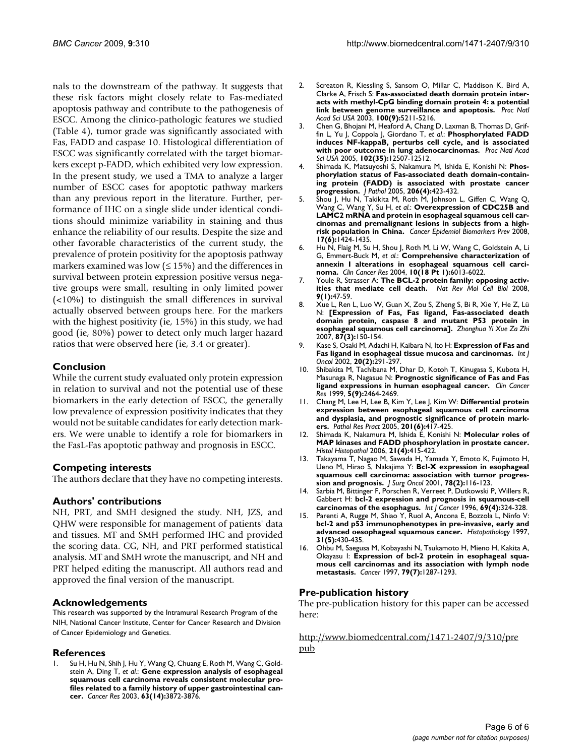nals to the downstream of the pathway. It suggests that these risk factors might closely relate to Fas-mediated apoptosis pathway and contribute to the pathogenesis of ESCC. Among the clinico-pathologic features we studied (Table 4), tumor grade was significantly associated with Fas, FADD and caspase 10. Histological differentiation of ESCC was significantly correlated with the target biomarkers except p-FADD, which exhibited very low expression. In the present study, we used a TMA to analyze a larger number of ESCC cases for apoptotic pathway markers than any previous report in the literature. Further, performance of IHC on a single slide under identical conditions should minimize variability in staining and thus enhance the reliability of our results. Despite the size and other favorable characteristics of the current study, the prevalence of protein positivity for the apoptosis pathway markers examined was low (≤ 15%) and the differences in survival between protein expression positive versus negative groups were small, resulting in only limited power (<10%) to distinguish the small differences in survival actually observed between groups here. For the markers with the highest positivity (ie, 15%) in this study, we had good (ie, 80%) power to detect only much larger hazard ratios that were observed here (ie, 3.4 or greater).

## Conclusion

While the current study evaluated only protein expression in relation to survival and not the potential use of these biomarkers in the early detection of ESCC, the generally low prevalence of expression positivity indicates that they would not be suitable candidates for early detection markers. We were unable to identify a role for biomarkers in the FasL-Fas apoptotic pathway and prognosis in ESCC.

## Competing interests

The authors declare that they have no competing interests.

## Authors' contributions

NH, PRT, and SMH designed the study. NH, JZS, and QHW were responsible for management of patients' data and tissues. MT and SMH performed IHC and provided the scoring data. CG, NH, and PRT performed statistical analysis. MT and SMH wrote the manuscript, and NH and PRT helped editing the manuscript. All authors read and approved the final version of the manuscript.

## Acknowledgements

This research was supported by the Intramural Research Program of the NIH, National Cancer Institute, Center for Cancer Research and Division of Cancer Epidemiology and Genetics.

## References

1. Su H, Hu N, Shih J, Hu Y, Wang Q, Chuang E, Roth M, Wang C, Goldstein A, Ding T, *et al.*: **Gene expression analysis of esophageal squamous cell carcinoma reveals consistent molecular profiles related to a family history of upper gastrointestinal cancer.** *Cancer Res* 2003, **63(14):**3872-3876.
2. Screaton R, Kiessling S, Sansom O, Millar C, Maddison K, Bird A, Clarke A, Frisch S: **Fas-associated death domain protein interacts with methyl-CpG binding domain protein 4: a potential link between genome surveillance and apoptosis.** *Proc Natl Acad Sci USA* 2003, **100(9):**5211-5216.
3. Chen G, Bhojani M, Heaford A, Chang D, Laxman B, Thomas D, Griffin L, Yu J, Coppola J, Giordano T, *et al.*: **Phosphorylated FADD induces NF-kappaB, perturbs cell cycle, and is associated with poor outcome in lung adenocarcinomas.** *Proc Natl Acad Sci USA* 2005, **102(35):**12507-12512.
4. Shimada K, Matsuyoshi S, Nakamura M, Ishida E, Konishi N: **Phosphorylation status of Fas-associated death domain-containing protein (FADD) is associated with prostate cancer progression.** *J Pathol* 2005, **206(4):**423-432.
5. Shou J, Hu N, Takikita M, Roth M, Johnson L, Giffen C, Wang Q, Wang C, Wang Y, Su H, *et al.*: **Overexpression of CDC25B and LAMC2 mRNA and protein in esophageal squamous cell carcinomas and premalignant lesions in subjects from a high-risk population in China.** *Cancer Epidemiol Biomarkers Prev* 2008, **17(6):**1424-1435.
6. Hu N, Flaig M, Su H, Shou J, Roth M, Li W, Wang C, Goldstein A, Li G, Emmert-Buck M, *et al.*: **Comprehensive characterization of annexin I alterations in esophageal squamous cell carcinoma.** *Clin Cancer Res* 2004, **10(18 Pt 1):**6013-6022.
7. Youle R, Strasser A: **The BCL-2 protein family: opposing activities that mediate cell death.** *Nat Rev Mol Cell Biol* 2008, **9(1):**47-59.
8. Xue L, Ren L, Luo W, Guan X, Zou S, Zheng S, Bi R, Xie Y, He Z, Lü N: **[Expression of Fas, Fas ligand, Fas-associated death domain protein, caspase 8 and mutant P53 protein in esophageal squamous cell carcinoma].** *Zhonghua Yi Xue Za Zhi* 2007, **87(3):**150-154.
9. Kase S, Osaki M, Adachi H, Kaibara N, Ito H: **Expression of Fas and Fas ligand in esophageal tissue mucosa and carcinomas.** *Int J Oncol* 2002, **20(2):**291-297.
10. Shibakita M, Tachibana M, Dhar D, Kotoh T, Kinugasa S, Kubota H, Masunaga R, Nagasue N: **Prognostic significance of Fas and Fas ligand expressions in human esophageal cancer.** *Clin Cancer Res* 1999, **5(9):**2464-2469.
11. Chang M, Lee H, Lee B, Kim Y, Lee J, Kim W: **Differential protein expression between esophageal squamous cell carcinoma and dysplasia, and prognostic significance of protein markers.** *Pathol Res Pract* 2005, **201(6):**417-425.
12. Shimada K, Nakamura M, Ishida E, Konishi N: **Molecular roles of MAP kinases and FADD phosphorylation in prostate cancer.** *Histol Histopathol* 2006, **21(4):**415-422.
13. Takayama T, Nagao M, Sawada H, Yamada Y, Emoto K, Fujimoto H, Ueno M, Hirao S, Nakajima Y: **Bcl-X expression in esophageal squamous cell carcinoma: association with tumor progression and prognosis.** *J Surg Oncol* 2001, **78(2):**116-123.
14. Sarbia M, Bittinger F, Porschen R, Verreet P, Dutkowski P, Willers R, Gabbert H: **bcl-2 expression and prognosis in squamous-cell carcinomas of the esophagus.** *Int J Cancer* 1996, **69(4):**324-328.
15. Parenti A, Rugge M, Shiao Y, Ruol A, Ancona E, Bozzola L, Ninfo V: **bcl-2 and p53 immunophenotypes in pre-invasive, early and advanced oesophageal squamous cancer.** *Histopathology* 1997, **31(5):**430-435.
16. Ohbu M, Saegusa M, Kobayashi N, Tsukamoto H, Mieno H, Kakita A, Okayasu I: **Expression of bcl-2 protein in esophageal squamous cell carcinomas and its association with lymph node metastasis.** *Cancer* 1997, **79(7):**1287-1293.

## Pre-publication history

The pre-publication history for this paper can be accessed here:

http://www.biomedcentral.com/1471-2407/9/310/prepub